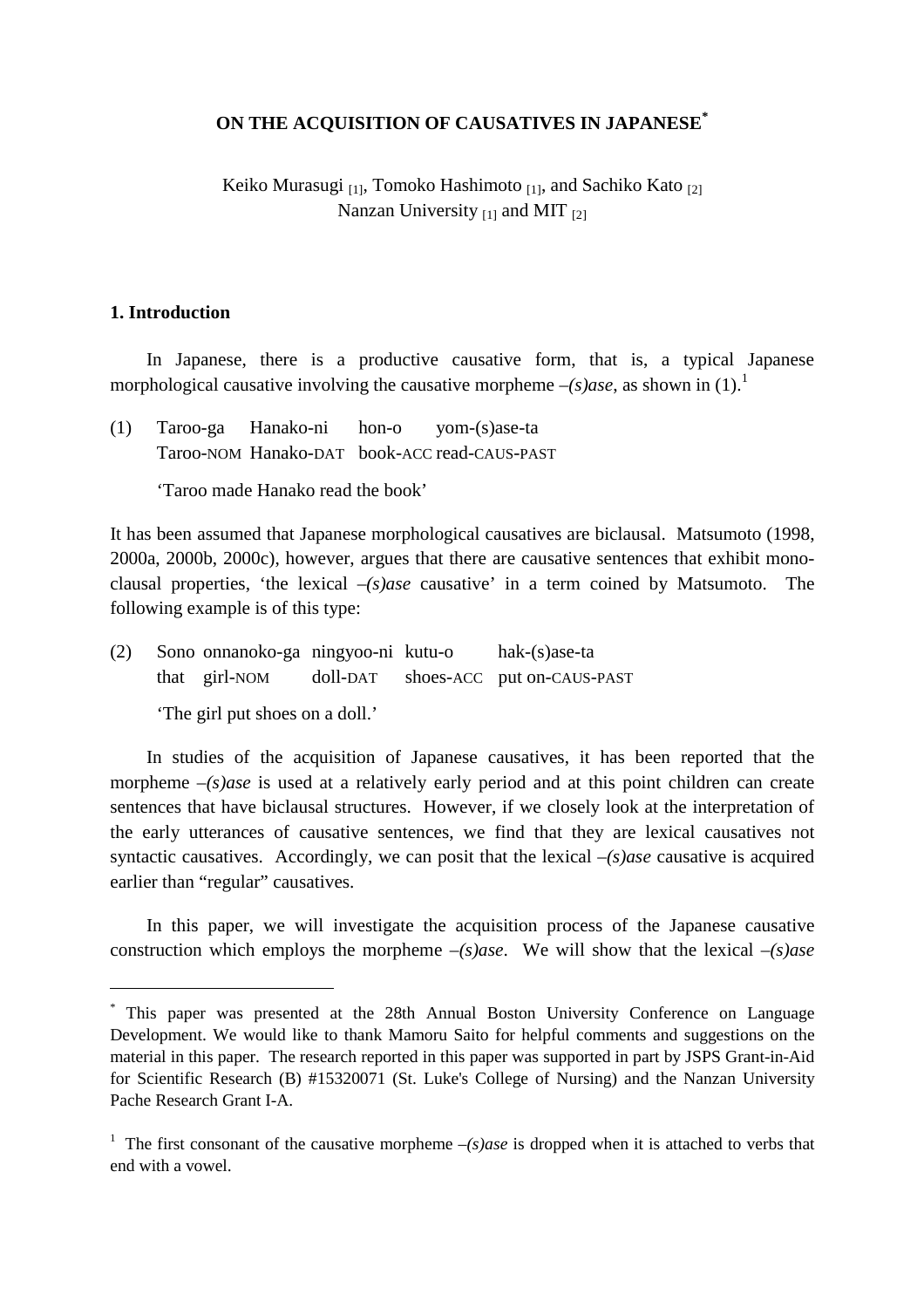# ON THE ACQUISITION OF CAUSATIVES IN JAPANESE*

Keiko Murasugi [1], Tomoko Hashimoto [1], and Sachiko Kato [2]
Nanzan University [1] and MIT [2]

## 1. Introduction

In Japanese, there is a productive causative form, that is, a typical Japanese morphological causative involving the causative morpheme *–(s)ase*, as shown in (1).[1]

(1) Taroo-ga Hanako-ni hon-o yom-(s)ase-ta
Taroo-NOM Hanako-DAT book-ACC read-CAUS-PAST

'Taroo made Hanako read the book'

It has been assumed that Japanese morphological causatives are biclausal. Matsumoto (1998, 2000a, 2000b, 2000c), however, argues that there are causative sentences that exhibit mono-clausal properties, 'the lexical *–(s)ase* causative' in a term coined by Matsumoto. The following example is of this type:

(2) Sono onnanoko-ga ningyoo-ni kutu-o hak-(s)ase-ta
that girl-NOM doll-DAT shoes-ACC put on-CAUS-PAST

'The girl put shoes on a doll.'

In studies of the acquisition of Japanese causatives, it has been reported that the morpheme *–(s)ase* is used at a relatively early period and at this point children can create sentences that have biclausal structures. However, if we closely look at the interpretation of the early utterances of causative sentences, we find that they are lexical causatives not syntactic causatives. Accordingly, we can posit that the lexical *–(s)ase* causative is acquired earlier than "regular" causatives.

In this paper, we will investigate the acquisition process of the Japanese causative construction which employs the morpheme *–(s)ase*. We will show that the lexical *–(s)ase*

---

* This paper was presented at the 28th Annual Boston University Conference on Language Development. We would like to thank Mamoru Saito for helpful comments and suggestions on the material in this paper. The research reported in this paper was supported in part by JSPS Grant-in-Aid for Scientific Research (B) #15320071 (St. Luke's College of Nursing) and the Nanzan University Pache Research Grant I-A.

[1] The first consonant of the causative morpheme *–(s)ase* is dropped when it is attached to verbs that end with a vowel.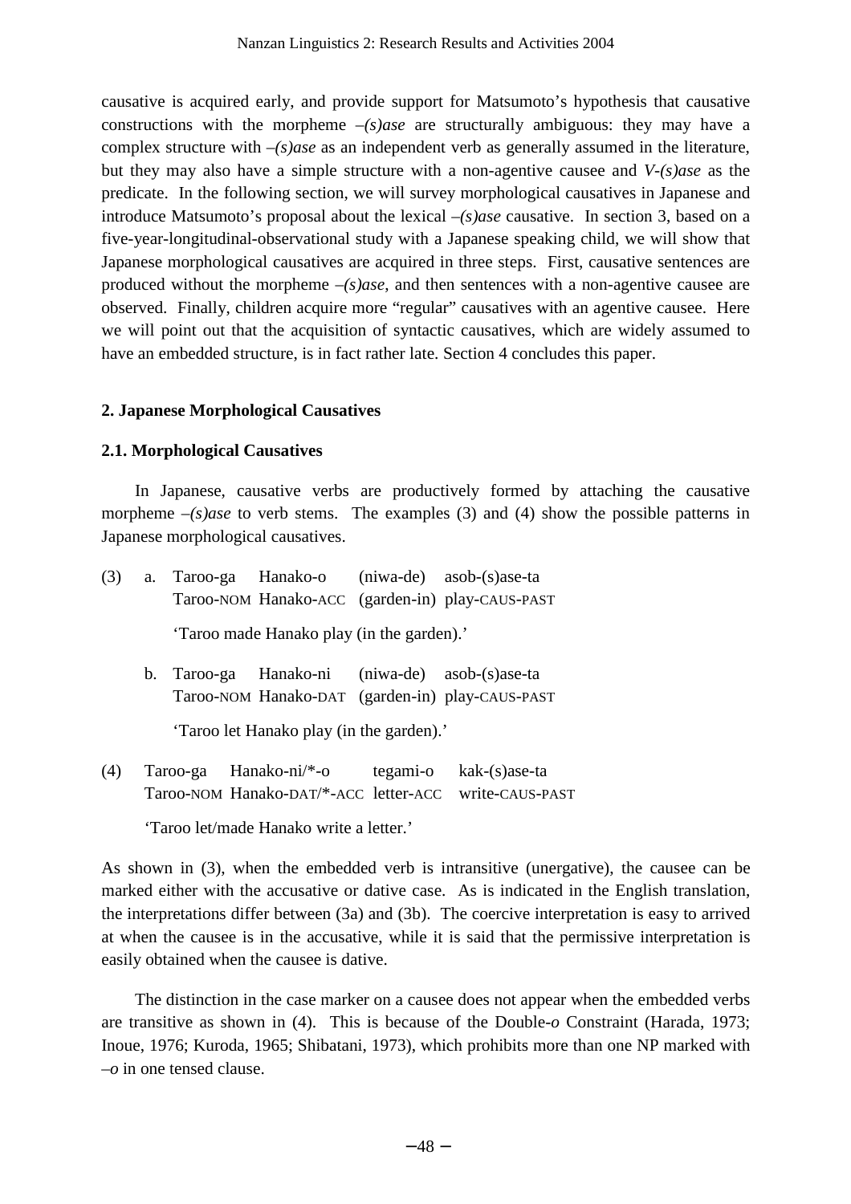causative is acquired early, and provide support for Matsumoto's hypothesis that causative constructions with the morpheme *–(s)ase* are structurally ambiguous: they may have a complex structure with *–(s)ase* as an independent verb as generally assumed in the literature, but they may also have a simple structure with a non-agentive causee and *V-(s)ase* as the predicate. In the following section, we will survey morphological causatives in Japanese and introduce Matsumoto's proposal about the lexical *–(s)ase* causative. In section 3, based on a five-year-longitudinal-observational study with a Japanese speaking child, we will show that Japanese morphological causatives are acquired in three steps. First, causative sentences are produced without the morpheme *–(s)ase*, and then sentences with a non-agentive causee are observed. Finally, children acquire more "regular" causatives with an agentive causee. Here we will point out that the acquisition of syntactic causatives, which are widely assumed to have an embedded structure, is in fact rather late. Section 4 concludes this paper.

## 2. Japanese Morphological Causatives

### 2.1. Morphological Causatives

In Japanese, causative verbs are productively formed by attaching the causative morpheme *–(s)ase* to verb stems. The examples (3) and (4) show the possible patterns in Japanese morphological causatives.

(3) a. Taroo-ga Hanako-o (niwa-de) asob-(s)ase-ta
Taroo-NOM Hanako-ACC (garden-in) play-CAUS-PAST

'Taroo made Hanako play (in the garden).'

b. Taroo-ga Hanako-ni (niwa-de) asob-(s)ase-ta
Taroo-NOM Hanako-DAT (garden-in) play-CAUS-PAST

'Taroo let Hanako play (in the garden).'

(4) Taroo-ga Hanako-ni/*-o tegami-o kak-(s)ase-ta
Taroo-NOM Hanako-DAT/*-ACC letter-ACC write-CAUS-PAST

'Taroo let/made Hanako write a letter.'

As shown in (3), when the embedded verb is intransitive (unergative), the causee can be marked either with the accusative or dative case. As is indicated in the English translation, the interpretations differ between (3a) and (3b). The coercive interpretation is easy to arrived at when the causee is in the accusative, while it is said that the permissive interpretation is easily obtained when the causee is dative.

The distinction in the case marker on a causee does not appear when the embedded verbs are transitive as shown in (4). This is because of the Double-*o* Constraint (Harada, 1973; Inoue, 1976; Kuroda, 1965; Shibatani, 1973), which prohibits more than one NP marked with *–o* in one tensed clause.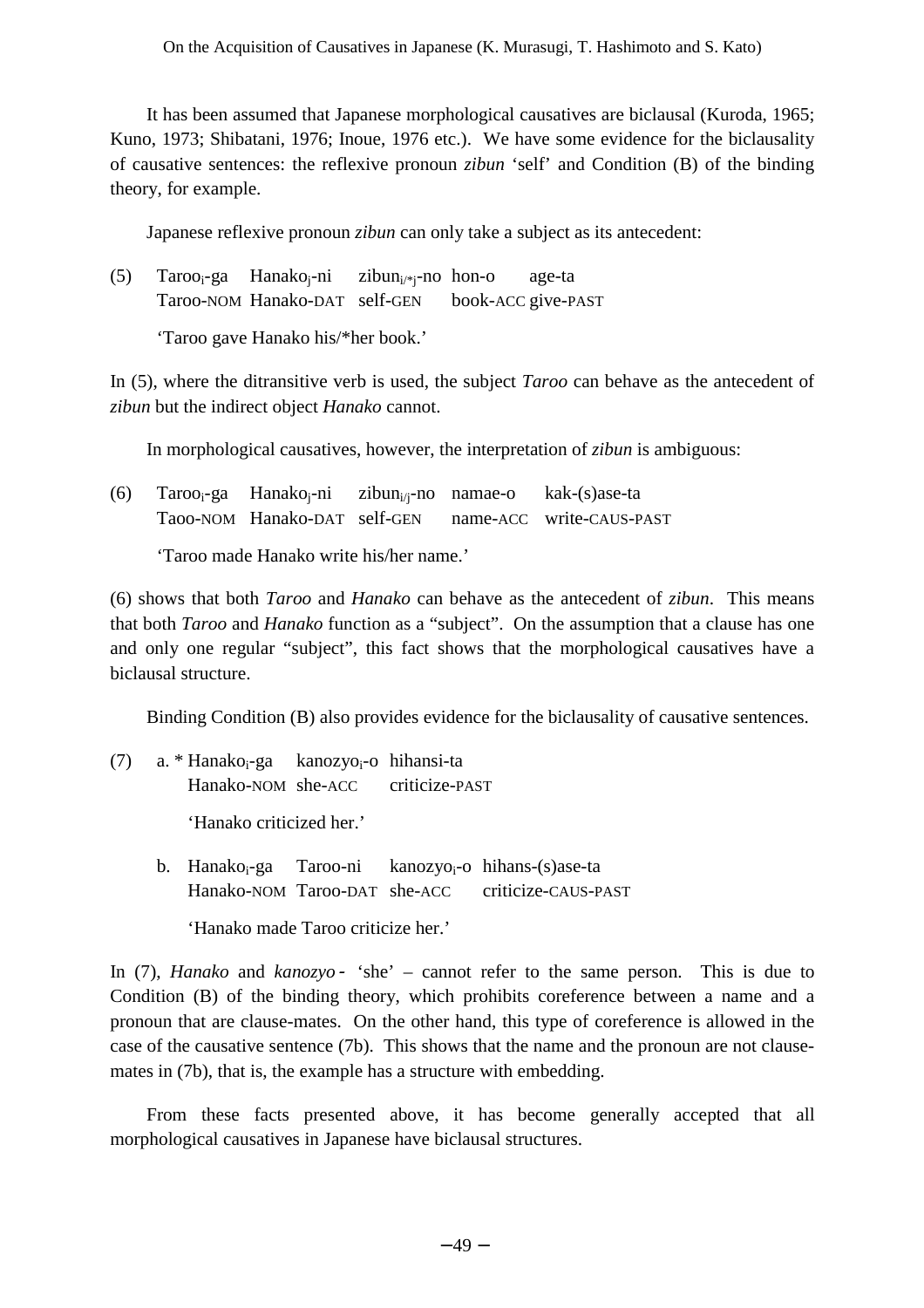It has been assumed that Japanese morphological causatives are biclausal (Kuroda, 1965; Kuno, 1973; Shibatani, 1976; Inoue, 1976 etc.). We have some evidence for the biclausality of causative sentences: the reflexive pronoun *zibun* 'self' and Condition (B) of the binding theory, for example.

Japanese reflexive pronoun *zibun* can only take a subject as its antecedent:

(5) Taroo$_i$-ga Hanako$_j$-ni zibun$_{i/*j}$-no hon-o age-ta
Taroo-NOM Hanako-DAT self-GEN book-ACC give-PAST

'Taroo gave Hanako his/*her book.'

In (5), where the ditransitive verb is used, the subject *Taroo* can behave as the antecedent of *zibun* but the indirect object *Hanako* cannot.

In morphological causatives, however, the interpretation of *zibun* is ambiguous:

(6) Taroo$_i$-ga Hanako$_j$-ni zibun$_{i/j}$-no namae-o kak-(s)ase-ta
Taoo-NOM Hanako-DAT self-GEN name-ACC write-CAUS-PAST

'Taroo made Hanako write his/her name.'

(6) shows that both *Taroo* and *Hanako* can behave as the antecedent of *zibun*. This means that both *Taroo* and *Hanako* function as a "subject". On the assumption that a clause has one and only one regular "subject", this fact shows that the morphological causatives have a biclausal structure.

Binding Condition (B) also provides evidence for the biclausality of causative sentences.

(7) a. * Hanako$_i$-ga kanozyo$_i$-o hihansi-ta
Hanako-NOM she-ACC criticize-PAST

'Hanako criticized her.'

b. Hanako$_i$-ga Taroo-ni kanozyo$_i$-o hihans-(s)ase-ta
Hanako-NOM Taroo-DAT she-ACC criticize-CAUS-PAST

'Hanako made Taroo criticize her.'

In (7), *Hanako* and *kanozyo* - 'she' – cannot refer to the same person. This is due to Condition (B) of the binding theory, which prohibits coreference between a name and a pronoun that are clause-mates. On the other hand, this type of coreference is allowed in the case of the causative sentence (7b). This shows that the name and the pronoun are not clause-mates in (7b), that is, the example has a structure with embedding.

From these facts presented above, it has become generally accepted that all morphological causatives in Japanese have biclausal structures.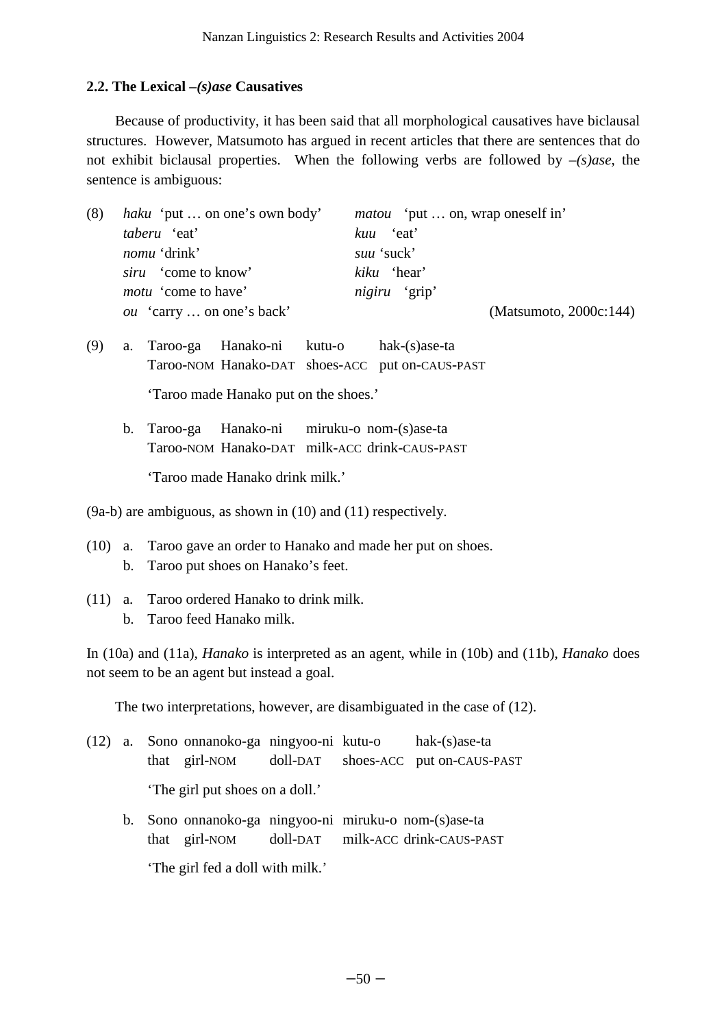### 2.2. The Lexical *–(s)ase* Causatives

Because of productivity, it has been said that all morphological causatives have biclausal structures. However, Matsumoto has argued in recent articles that there are sentences that do not exhibit biclausal properties. When the following verbs are followed by *–(s)ase*, the sentence is ambiguous:

(8)

| | |
|---|---|
| *haku* 'put … on one's own body' | *matou* 'put … on, wrap oneself in' |
| *taberu* 'eat' | *kuu* 'eat' |
| *nomu* 'drink' | *suu* 'suck' |
| *siru* 'come to know' | *kiku* 'hear' |
| *motu* 'come to have' | *nigiru* 'grip' |
| *ou* 'carry … on one's back' | |

(Matsumoto, 2000c:144)

(9) a. Taroo-ga Hanako-ni kutu-o hak-(s)ase-ta
Taroo-NOM Hanako-DAT shoes-ACC put on-CAUS-PAST

'Taroo made Hanako put on the shoes.'

b. Taroo-ga Hanako-ni miruku-o nom-(s)ase-ta
Taroo-NOM Hanako-DAT milk-ACC drink-CAUS-PAST

'Taroo made Hanako drink milk.'

(9a-b) are ambiguous, as shown in (10) and (11) respectively.

(10) a. Taroo gave an order to Hanako and made her put on shoes.
b. Taroo put shoes on Hanako's feet.

(11) a. Taroo ordered Hanako to drink milk.
b. Taroo feed Hanako milk.

In (10a) and (11a), *Hanako* is interpreted as an agent, while in (10b) and (11b), *Hanako* does not seem to be an agent but instead a goal.

The two interpretations, however, are disambiguated in the case of (12).

(12) a. Sono onnanoko-ga ningyoo-ni kutu-o hak-(s)ase-ta
that girl-NOM doll-DAT shoes-ACC put on-CAUS-PAST

'The girl put shoes on a doll.'

b. Sono onnanoko-ga ningyoo-ni miruku-o nom-(s)ase-ta
that girl-NOM doll-DAT milk-ACC drink-CAUS-PAST

'The girl fed a doll with milk.'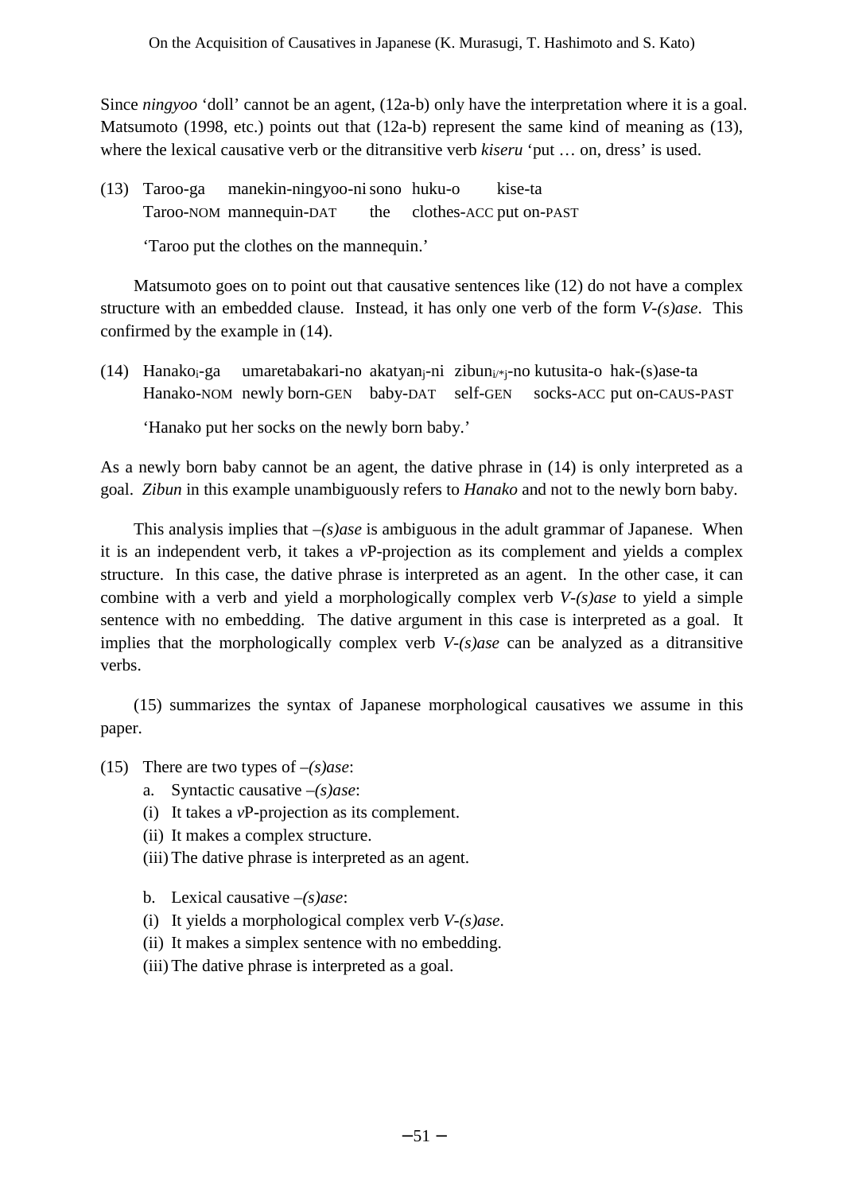Since *ningyoo* 'doll' cannot be an agent, (12a-b) only have the interpretation where it is a goal. Matsumoto (1998, etc.) points out that (12a-b) represent the same kind of meaning as (13), where the lexical causative verb or the ditransitive verb *kiseru* 'put … on, dress' is used.

(13) Taroo-ga manekin-ningyoo-ni sono huku-o kise-ta
Taroo-NOM mannequin-DAT the clothes-ACC put on-PAST

'Taroo put the clothes on the mannequin.'

Matsumoto goes on to point out that causative sentences like (12) do not have a complex structure with an embedded clause. Instead, it has only one verb of the form *V-(s)ase*. This confirmed by the example in (14).

(14) Hanako$_i$-ga umaretabakari-no akatyan$_j$-ni zibun$_{i/*j}$-no kutusita-o hak-(s)ase-ta
Hanako-NOM newly born-GEN baby-DAT self-GEN socks-ACC put on-CAUS-PAST

'Hanako put her socks on the newly born baby.'

As a newly born baby cannot be an agent, the dative phrase in (14) is only interpreted as a goal. *Zibun* in this example unambiguously refers to *Hanako* and not to the newly born baby.

This analysis implies that *–(s)ase* is ambiguous in the adult grammar of Japanese. When it is an independent verb, it takes a *v*P-projection as its complement and yields a complex structure. In this case, the dative phrase is interpreted as an agent. In the other case, it can combine with a verb and yield a morphologically complex verb *V-(s)ase* to yield a simple sentence with no embedding. The dative argument in this case is interpreted as a goal. It implies that the morphologically complex verb *V-(s)ase* can be analyzed as a ditransitive verbs.

(15) summarizes the syntax of Japanese morphological causatives we assume in this paper.

(15) There are two types of *–(s)ase*:

a. Syntactic causative *–(s)ase*:
(i) It takes a *v*P-projection as its complement.
(ii) It makes a complex structure.
(iii) The dative phrase is interpreted as an agent.

b. Lexical causative *–(s)ase*:
(i) It yields a morphological complex verb *V-(s)ase*.
(ii) It makes a simplex sentence with no embedding.
(iii) The dative phrase is interpreted as a goal.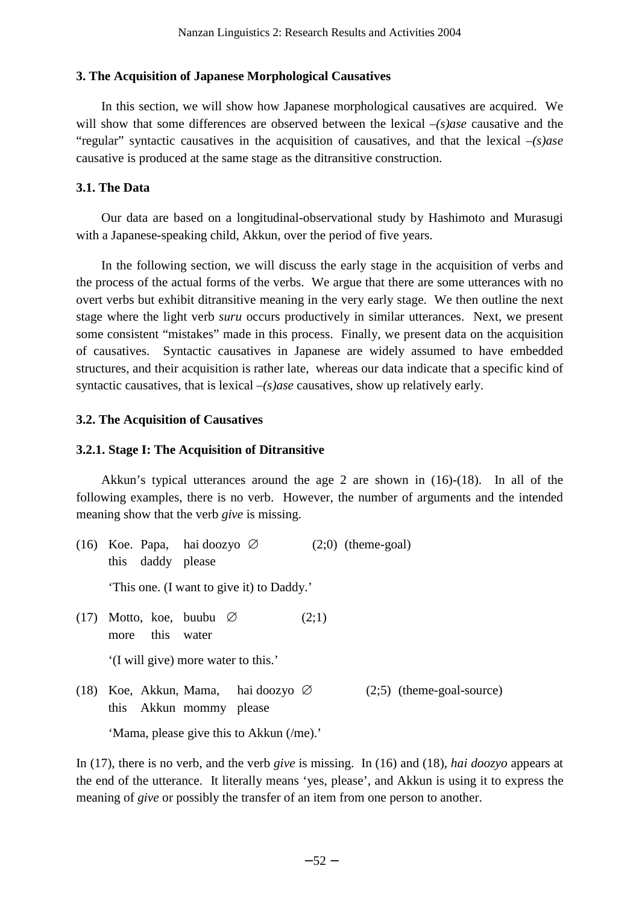## 3. The Acquisition of Japanese Morphological Causatives

In this section, we will show how Japanese morphological causatives are acquired. We will show that some differences are observed between the lexical *–(s)ase* causative and the "regular" syntactic causatives in the acquisition of causatives, and that the lexical *–(s)ase* causative is produced at the same stage as the ditransitive construction.

### 3.1. The Data

Our data are based on a longitudinal-observational study by Hashimoto and Murasugi with a Japanese-speaking child, Akkun, over the period of five years.

In the following section, we will discuss the early stage in the acquisition of verbs and the process of the actual forms of the verbs. We argue that there are some utterances with no overt verbs but exhibit ditransitive meaning in the very early stage. We then outline the next stage where the light verb *suru* occurs productively in similar utterances. Next, we present some consistent "mistakes" made in this process. Finally, we present data on the acquisition of causatives. Syntactic causatives in Japanese are widely assumed to have embedded structures, and their acquisition is rather late, whereas our data indicate that a specific kind of syntactic causatives, that is lexical *–(s)ase* causatives, show up relatively early.

### 3.2. The Acquisition of Causatives

#### 3.2.1. Stage I: The Acquisition of Ditransitive

Akkun's typical utterances around the age 2 are shown in (16)-(18). In all of the following examples, there is no verb. However, the number of arguments and the intended meaning show that the verb *give* is missing.

(16) Koe. Papa, hai doozyo ∅ (2;0) (theme-goal)
this daddy please

'This one. (I want to give it) to Daddy.'

(17) Motto, koe, buubu ∅ (2;1)
more this water

'(I will give) more water to this.'

(18) Koe, Akkun, Mama, hai doozyo ∅ (2;5) (theme-goal-source)
this Akkun mommy please

'Mama, please give this to Akkun (/me).'

In (17), there is no verb, and the verb *give* is missing. In (16) and (18), *hai doozyo* appears at the end of the utterance. It literally means 'yes, please', and Akkun is using it to express the meaning of *give* or possibly the transfer of an item from one person to another.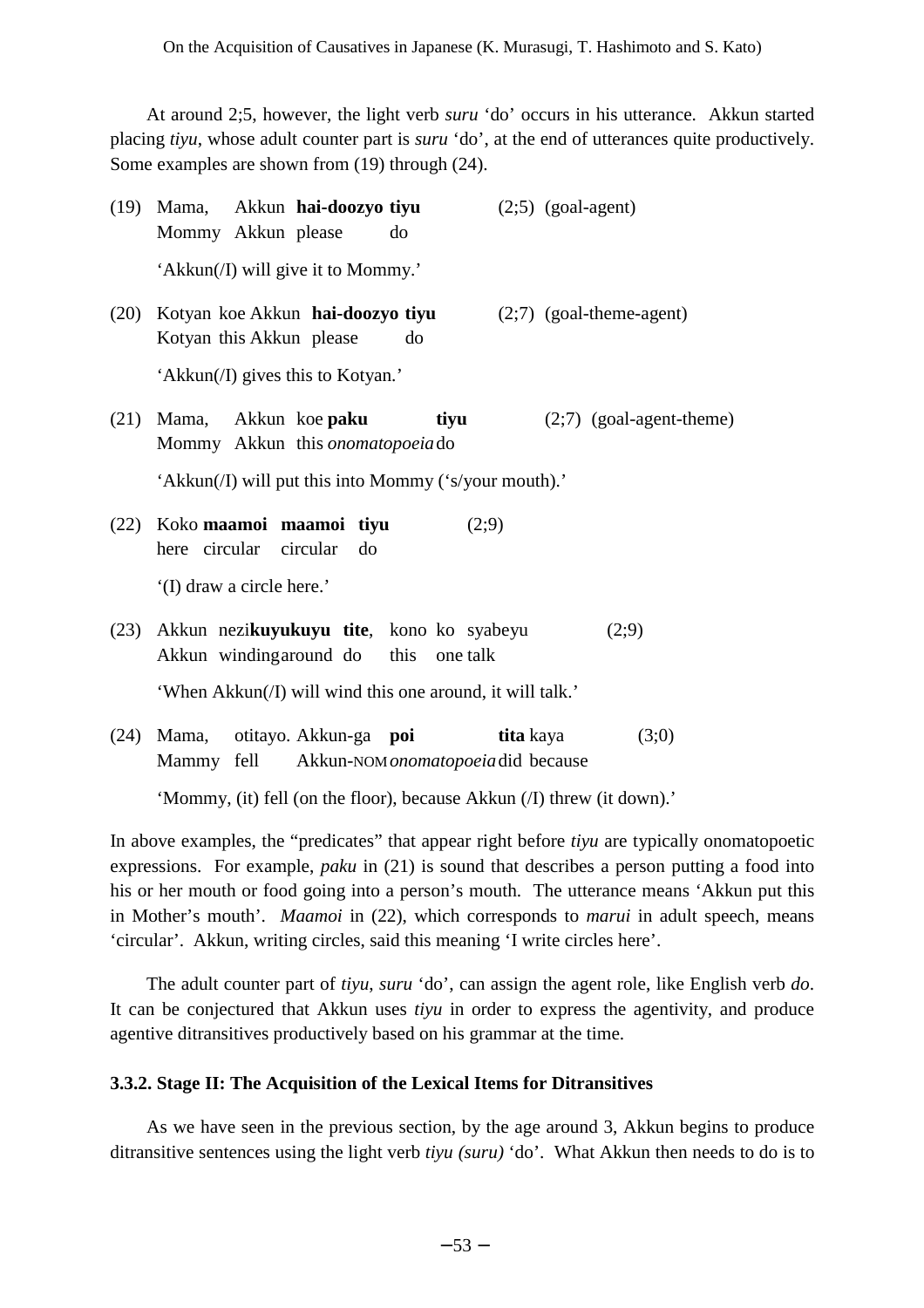At around 2;5, however, the light verb *suru* 'do' occurs in his utterance. Akkun started placing *tiyu*, whose adult counter part is *suru* 'do', at the end of utterances quite productively. Some examples are shown from (19) through (24).

(19) Mama, Akkun **hai-doozyo tiyu** (2;5) (goal-agent)
Mommy Akkun please do

'Akkun(/I) will give it to Mommy.'

(20) Kotyan koe Akkun **hai-doozyo tiyu** (2;7) (goal-theme-agent)
Kotyan this Akkun please do

'Akkun(/I) gives this to Kotyan.'

(21) Mama, Akkun koe **paku** **tiyu** (2;7) (goal-agent-theme)
Mommy Akkun this *onomatopoeia* do

'Akkun(/I) will put this into Mommy ('s/your mouth).'

(22) Koko **maamoi maamoi tiyu** (2;9)
here circular circular do

'(I) draw a circle here.'

(23) Akkun nezi**kuyukuyu tite**, kono ko syabeyu (2;9)
Akkun winding around do this one talk

'When Akkun(/I) will wind this one around, it will talk.'

(24) Mama, otitayo. Akkun-ga **poi** **tita** kaya (3;0)
Mammy fell Akkun-NOM *onomatopoeia* did because

'Mommy, (it) fell (on the floor), because Akkun (/I) threw (it down).'

In above examples, the "predicates" that appear right before *tiyu* are typically onomatopoetic expressions. For example, *paku* in (21) is sound that describes a person putting a food into his or her mouth or food going into a person's mouth. The utterance means 'Akkun put this in Mother's mouth'. *Maamoi* in (22), which corresponds to *marui* in adult speech, means 'circular'. Akkun, writing circles, said this meaning 'I write circles here'.

The adult counter part of *tiyu*, *suru* 'do', can assign the agent role, like English verb *do*. It can be conjectured that Akkun uses *tiyu* in order to express the agentivity, and produce agentive ditransitives productively based on his grammar at the time.

### 3.3.2. Stage II: The Acquisition of the Lexical Items for Ditransitives

As we have seen in the previous section, by the age around 3, Akkun begins to produce ditransitive sentences using the light verb *tiyu (suru)* 'do'. What Akkun then needs to do is to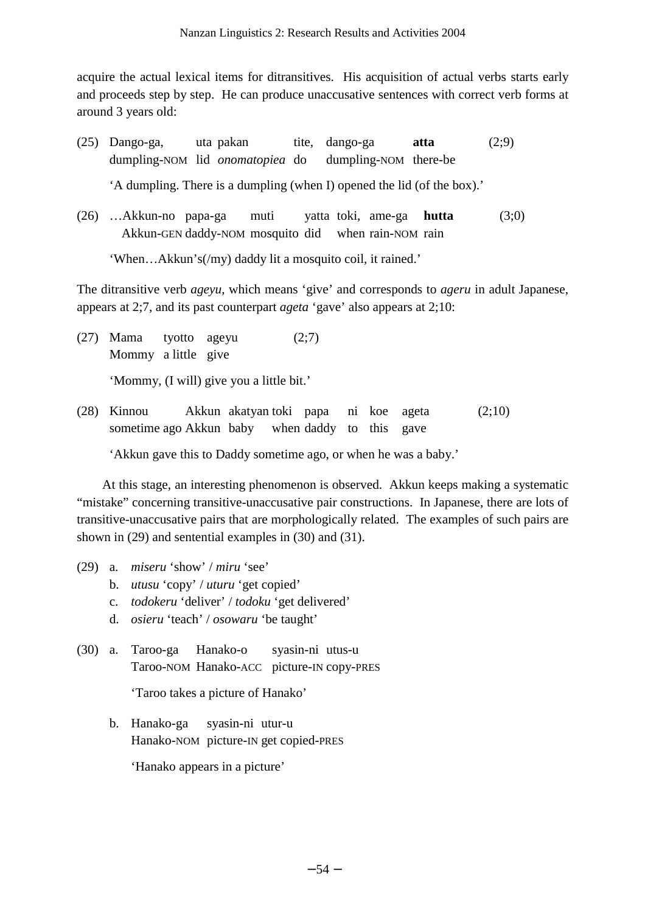acquire the actual lexical items for ditransitives. His acquisition of actual verbs starts early and proceeds step by step. He can produce unaccusative sentences with correct verb forms at around 3 years old:

(25) Dango-ga, uta pakan tite, dango-ga **atta** (2;9)
dumpling-NOM lid *onomatopiea* do dumpling-NOM there-be

'A dumpling. There is a dumpling (when I) opened the lid (of the box).'

(26) …Akkun-no papa-ga muti yatta toki, ame-ga **hutta** (3;0)
Akkun-GEN daddy-NOM mosquito did when rain-NOM rain

'When…Akkun's(/my) daddy lit a mosquito coil, it rained.'

The ditransitive verb *ageyu*, which means 'give' and corresponds to *ageru* in adult Japanese, appears at 2;7, and its past counterpart *ageta* 'gave' also appears at 2;10:

(27) Mama tyotto ageyu (2;7)
Mommy a little give

'Mommy, (I will) give you a little bit.'

(28) Kinnou Akkun akatyan toki papa ni koe ageta (2;10)
sometime ago Akkun baby when daddy to this gave

'Akkun gave this to Daddy sometime ago, or when he was a baby.'

At this stage, an interesting phenomenon is observed. Akkun keeps making a systematic "mistake" concerning transitive-unaccusative pair constructions. In Japanese, there are lots of transitive-unaccusative pairs that are morphologically related. The examples of such pairs are shown in (29) and sentential examples in (30) and (31).

(29) a. *miseru* 'show' / *miru* 'see'
b. *utusu* 'copy' / *uturu* 'get copied'
c. *todokeru* 'deliver' / *todoku* 'get delivered'
d. *osieru* 'teach' / *osowaru* 'be taught'

(30) a. Taroo-ga Hanako-o syasin-ni utus-u
Taroo-NOM Hanako-ACC picture-IN copy-PRES

'Taroo takes a picture of Hanako'

b. Hanako-ga syasin-ni utur-u
Hanako-NOM picture-IN get copied-PRES

'Hanako appears in a picture'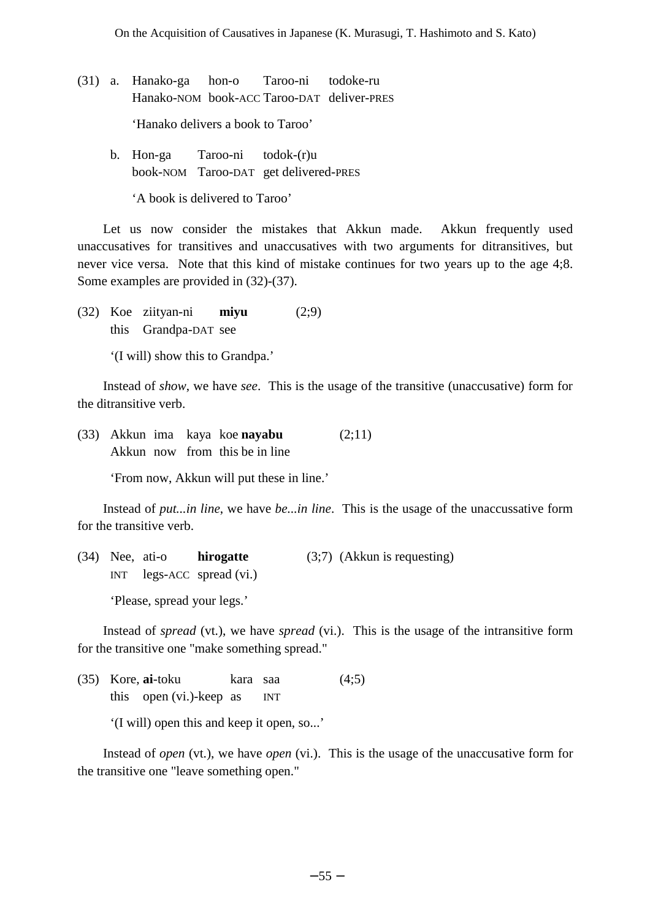(31) a. Hanako-ga hon-o Taroo-ni todoke-ru
Hanako-NOM book-ACC Taroo-DAT deliver-PRES

'Hanako delivers a book to Taroo'

b. Hon-ga Taroo-ni todok-(r)u
book-NOM Taroo-DAT get delivered-PRES

'A book is delivered to Taroo'

Let us now consider the mistakes that Akkun made. Akkun frequently used unaccusatives for transitives and unaccusatives with two arguments for ditransitives, but never vice versa. Note that this kind of mistake continues for two years up to the age 4;8. Some examples are provided in (32)-(37).

(32) Koe ziityan-ni **miyu** (2;9)
this Grandpa-DAT see

'(I will) show this to Grandpa.'

Instead of *show*, we have *see*. This is the usage of the transitive (unaccusative) form for the ditransitive verb.

(33) Akkun ima kaya koe **nayabu** (2;11)
Akkun now from this be in line

'From now, Akkun will put these in line.'

Instead of *put...in line*, we have *be...in line*. This is the usage of the unaccussative form for the transitive verb.

(34) Nee, ati-o **hirogatte** (3;7) (Akkun is requesting)
INT legs-ACC spread (vi.)

'Please, spread your legs.'

Instead of *spread* (vt.), we have *spread* (vi.). This is the usage of the intransitive form for the transitive one "make something spread."

(35) Kore, **ai**-toku kara saa (4;5)
this open (vi.)-keep as INT

'(I will) open this and keep it open, so...'

Instead of *open* (vt.), we have *open* (vi.). This is the usage of the unaccusative form for the transitive one "leave something open."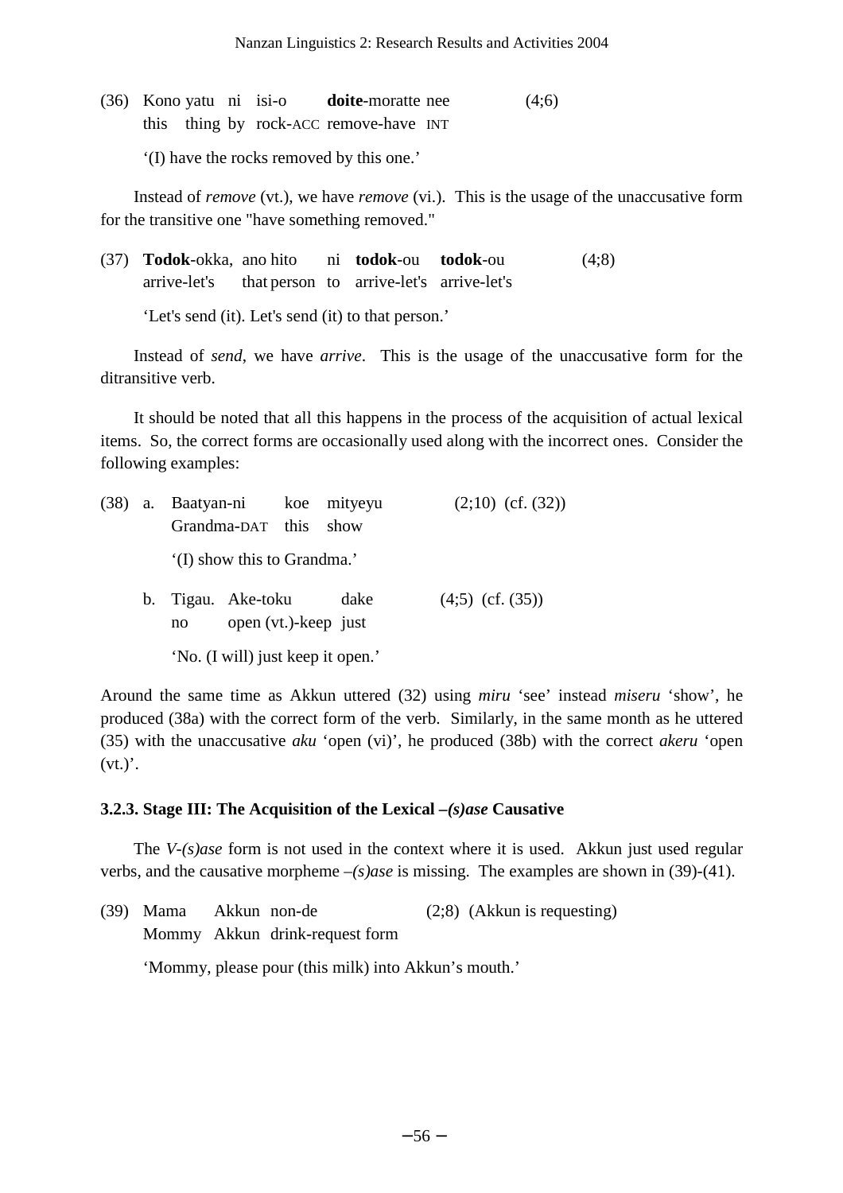(36) Kono yatu ni isi-o **doite**-moratte nee (4;6)
this thing by rock-ACC remove-have INT

'(I) have the rocks removed by this one.'

Instead of *remove* (vt.), we have *remove* (vi.). This is the usage of the unaccusative form for the transitive one "have something removed."

(37) **Todok**-okka, ano hito ni **todok**-ou **todok**-ou (4;8)
arrive-let's that person to arrive-let's arrive-let's

'Let's send (it). Let's send (it) to that person.'

Instead of *send*, we have *arrive*. This is the usage of the unaccusative form for the ditransitive verb.

It should be noted that all this happens in the process of the acquisition of actual lexical items. So, the correct forms are occasionally used along with the incorrect ones. Consider the following examples:

(38) a. Baatyan-ni koe mityeyu (2;10) (cf. (32))
Grandma-DAT this show

'(I) show this to Grandma.'

b. Tigau. Ake-toku dake (4;5) (cf. (35))
no open (vt.)-keep just

'No. (I will) just keep it open.'

Around the same time as Akkun uttered (32) using *miru* 'see' instead *miseru* 'show', he produced (38a) with the correct form of the verb. Similarly, in the same month as he uttered (35) with the unaccusative *aku* 'open (vi)', he produced (38b) with the correct *akeru* 'open (vt.)'.

### 3.2.3. Stage III: The Acquisition of the Lexical *–(s)ase* Causative

The *V-(s)ase* form is not used in the context where it is used. Akkun just used regular verbs, and the causative morpheme *–(s)ase* is missing. The examples are shown in (39)-(41).

(39) Mama Akkun non-de (2;8) (Akkun is requesting)
Mommy Akkun drink-request form

'Mommy, please pour (this milk) into Akkun's mouth.'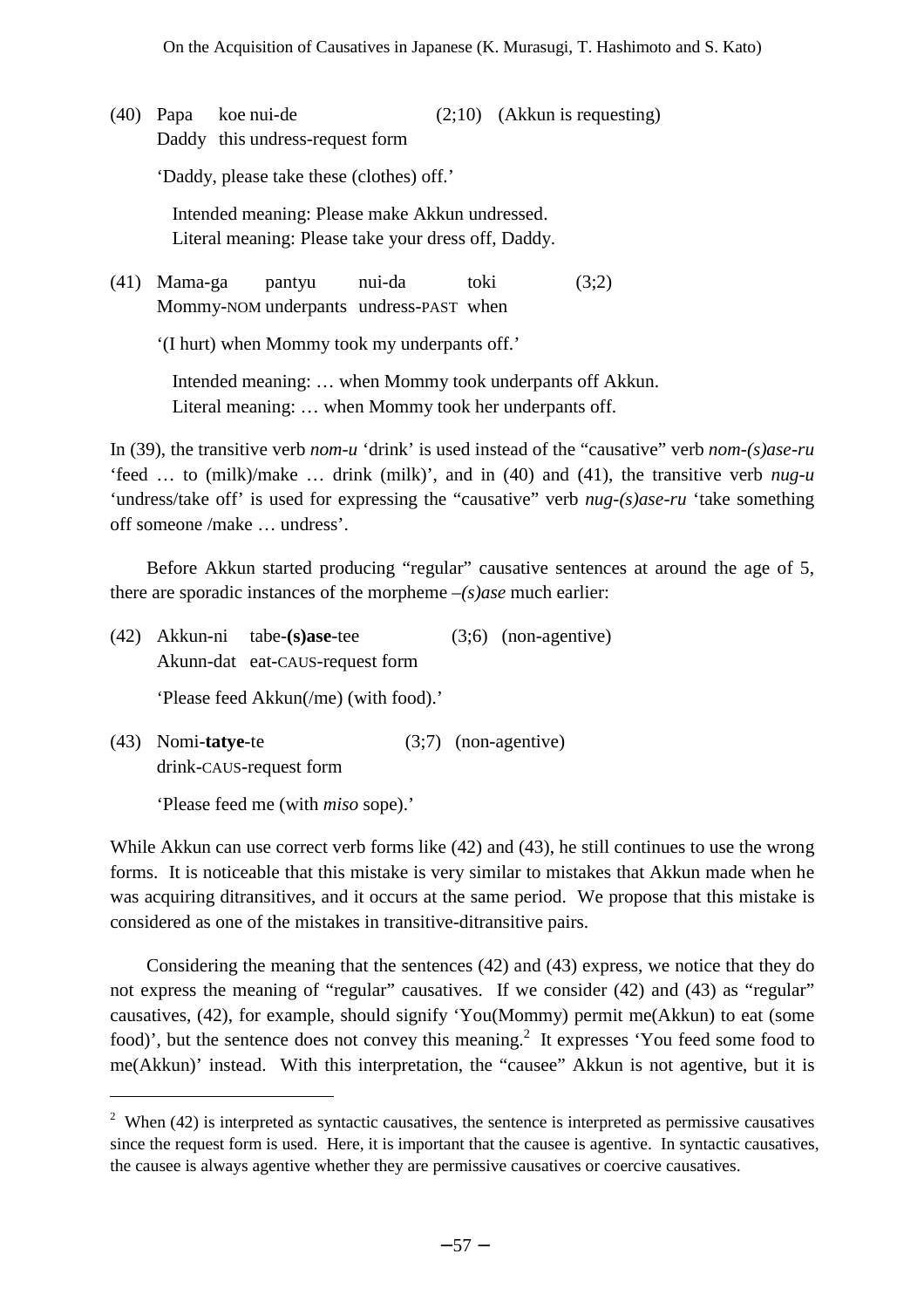(40) Papa koe nui-de (2;10) (Akkun is requesting)
Daddy this undress-request form

'Daddy, please take these (clothes) off.'

Intended meaning: Please make Akkun undressed.
Literal meaning: Please take your dress off, Daddy.

(41) Mama-ga pantyu nui-da toki (3;2)
Mommy-NOM underpants undress-PAST when

'(I hurt) when Mommy took my underpants off.'

Intended meaning: … when Mommy took underpants off Akkun.
Literal meaning: … when Mommy took her underpants off.

In (39), the transitive verb *nom-u* 'drink' is used instead of the "causative" verb *nom-(s)ase-ru* 'feed … to (milk)/make … drink (milk)', and in (40) and (41), the transitive verb *nug-u* 'undress/take off' is used for expressing the "causative" verb *nug-(s)ase-ru* 'take something off someone /make … undress'.

Before Akkun started producing "regular" causative sentences at around the age of 5, there are sporadic instances of the morpheme *–(s)ase* much earlier:

(42) Akkun-ni tabe-**(s)ase**-tee (3;6) (non-agentive)
Akunn-dat eat-CAUS-request form

'Please feed Akkun(/me) (with food).'

(43) Nomi-**tatye**-te (3;7) (non-agentive)
drink-CAUS-request form

'Please feed me (with *miso* sope).'

While Akkun can use correct verb forms like (42) and (43), he still continues to use the wrong forms. It is noticeable that this mistake is very similar to mistakes that Akkun made when he was acquiring ditransitives, and it occurs at the same period. We propose that this mistake is considered as one of the mistakes in transitive-ditransitive pairs.

Considering the meaning that the sentences (42) and (43) express, we notice that they do not express the meaning of "regular" causatives. If we consider (42) and (43) as "regular" causatives, (42), for example, should signify 'You(Mommy) permit me(Akkun) to eat (some food)', but the sentence does not convey this meaning.[2] It expresses 'You feed some food to me(Akkun)' instead. With this interpretation, the "causee" Akkun is not agentive, but it is

[2] When (42) is interpreted as syntactic causatives, the sentence is interpreted as permissive causatives since the request form is used. Here, it is important that the causee is agentive. In syntactic causatives, the causee is always agentive whether they are permissive causatives or coercive causatives.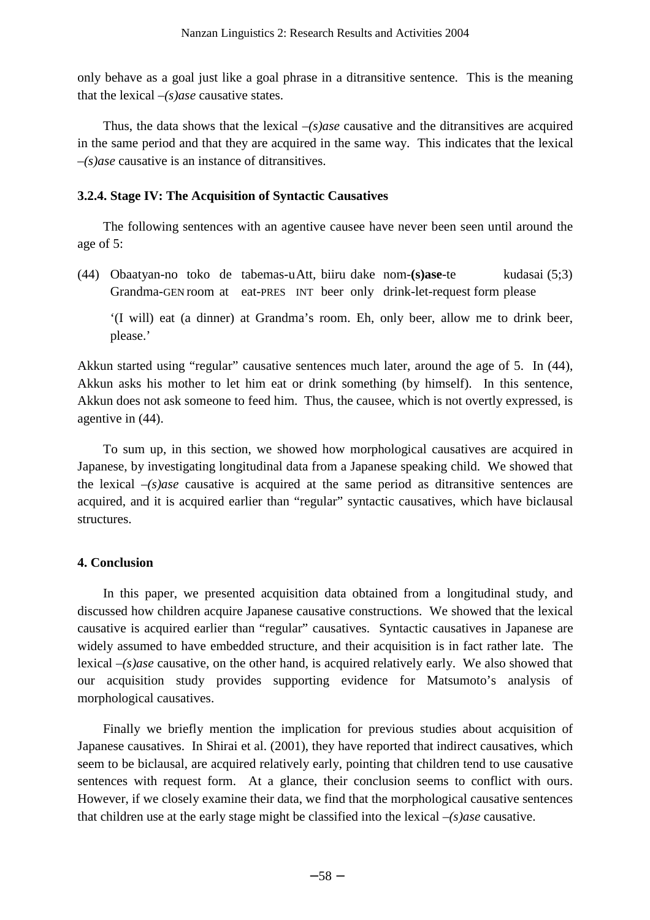only behave as a goal just like a goal phrase in a ditransitive sentence. This is the meaning that the lexical *–(s)ase* causative states.

Thus, the data shows that the lexical *–(s)ase* causative and the ditransitives are acquired in the same period and that they are acquired in the same way. This indicates that the lexical *–(s)ase* causative is an instance of ditransitives.

### 3.2.4. Stage IV: The Acquisition of Syntactic Causatives

The following sentences with an agentive causee have never been seen until around the age of 5:

(44) Obaatyan-no toko de tabemas-u Att, biiru dake nom-**(s)ase**-te kudasai (5;3)
Grandma-GEN room at eat-PRES INT beer only drink-let-request form please

'(I will) eat (a dinner) at Grandma's room. Eh, only beer, allow me to drink beer, please.'

Akkun started using "regular" causative sentences much later, around the age of 5. In (44), Akkun asks his mother to let him eat or drink something (by himself). In this sentence, Akkun does not ask someone to feed him. Thus, the causee, which is not overtly expressed, is agentive in (44).

To sum up, in this section, we showed how morphological causatives are acquired in Japanese, by investigating longitudinal data from a Japanese speaking child. We showed that the lexical *–(s)ase* causative is acquired at the same period as ditransitive sentences are acquired, and it is acquired earlier than "regular" syntactic causatives, which have biclausal structures.

## 4. Conclusion

In this paper, we presented acquisition data obtained from a longitudinal study, and discussed how children acquire Japanese causative constructions. We showed that the lexical causative is acquired earlier than "regular" causatives. Syntactic causatives in Japanese are widely assumed to have embedded structure, and their acquisition is in fact rather late. The lexical *–(s)ase* causative, on the other hand, is acquired relatively early. We also showed that our acquisition study provides supporting evidence for Matsumoto's analysis of morphological causatives.

Finally we briefly mention the implication for previous studies about acquisition of Japanese causatives. In Shirai et al. (2001), they have reported that indirect causatives, which seem to be biclausal, are acquired relatively early, pointing that children tend to use causative sentences with request form. At a glance, their conclusion seems to conflict with ours. However, if we closely examine their data, we find that the morphological causative sentences that children use at the early stage might be classified into the lexical *–(s)ase* causative.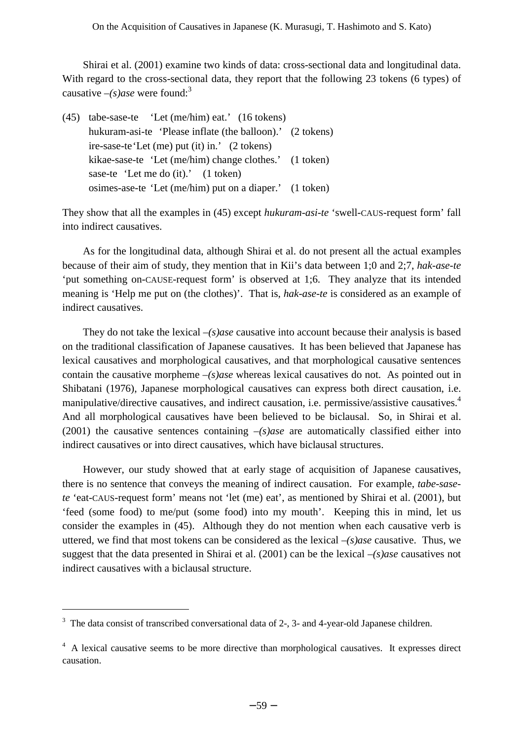Shirai et al. (2001) examine two kinds of data: cross-sectional data and longitudinal data. With regard to the cross-sectional data, they report that the following 23 tokens (6 types) of causative *–(s)ase* were found:[3]

(45) tabe-sase-te 'Let (me/him) eat.' (16 tokens)
hukuram-asi-te 'Please inflate (the balloon).' (2 tokens)
ire-sase-te 'Let (me) put (it) in.' (2 tokens)
kikae-sase-te 'Let (me/him) change clothes.' (1 token)
sase-te 'Let me do (it).' (1 token)
osimes-ase-te 'Let (me/him) put on a diaper.' (1 token)

They show that all the examples in (45) except *hukuram-asi-te* 'swell-CAUS-request form' fall into indirect causatives.

As for the longitudinal data, although Shirai et al. do not present all the actual examples because of their aim of study, they mention that in Kii's data between 1;0 and 2;7, *hak-ase-te* 'put something on-CAUSE-request form' is observed at 1;6. They analyze that its intended meaning is 'Help me put on (the clothes)'. That is, *hak-ase-te* is considered as an example of indirect causatives.

They do not take the lexical *–(s)ase* causative into account because their analysis is based on the traditional classification of Japanese causatives. It has been believed that Japanese has lexical causatives and morphological causatives, and that morphological causative sentences contain the causative morpheme *–(s)ase* whereas lexical causatives do not. As pointed out in Shibatani (1976), Japanese morphological causatives can express both direct causation, i.e. manipulative/directive causatives, and indirect causation, i.e. permissive/assistive causatives.[4] And all morphological causatives have been believed to be biclausal. So, in Shirai et al. (2001) the causative sentences containing *–(s)ase* are automatically classified either into indirect causatives or into direct causatives, which have biclausal structures.

However, our study showed that at early stage of acquisition of Japanese causatives, there is no sentence that conveys the meaning of indirect causation. For example, *tabe-sase-te* 'eat-CAUS-request form' means not 'let (me) eat', as mentioned by Shirai et al. (2001), but 'feed (some food) to me/put (some food) into my mouth'. Keeping this in mind, let us consider the examples in (45). Although they do not mention when each causative verb is uttered, we find that most tokens can be considered as the lexical *–(s)ase* causative. Thus, we suggest that the data presented in Shirai et al. (2001) can be the lexical *–(s)ase* causatives not indirect causatives with a biclausal structure.

---

[3] The data consist of transcribed conversational data of 2-, 3- and 4-year-old Japanese children.

[4] A lexical causative seems to be more directive than morphological causatives. It expresses direct causation.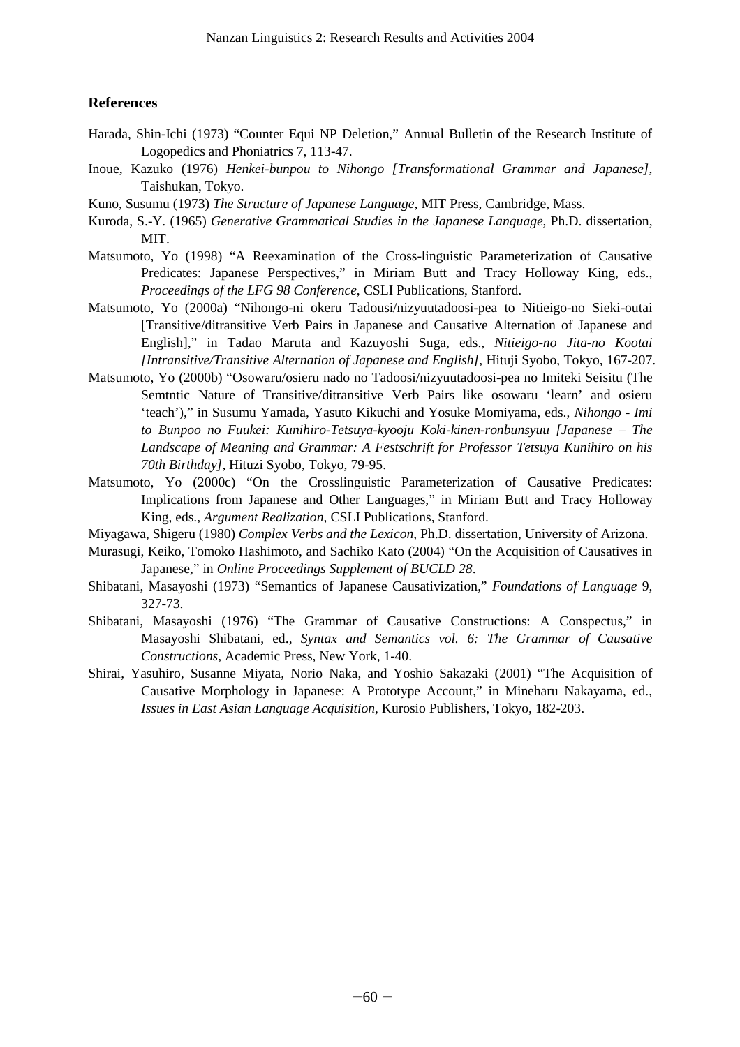## References

Harada, Shin-Ichi (1973) "Counter Equi NP Deletion," Annual Bulletin of the Research Institute of Logopedics and Phoniatrics 7, 113-47.

Inoue, Kazuko (1976) *Henkei-bunpou to Nihongo [Transformational Grammar and Japanese]*, Taishukan, Tokyo.

Kuno, Susumu (1973) *The Structure of Japanese Language*, MIT Press, Cambridge, Mass.

Kuroda, S.-Y. (1965) *Generative Grammatical Studies in the Japanese Language*, Ph.D. dissertation, MIT.

Matsumoto, Yo (1998) "A Reexamination of the Cross-linguistic Parameterization of Causative Predicates: Japanese Perspectives," in Miriam Butt and Tracy Holloway King, eds., *Proceedings of the LFG 98 Conference*, CSLI Publications, Stanford.

Matsumoto, Yo (2000a) "Nihongo-ni okeru Tadousi/nizyuutadoosi-pea to Nitieigo-no Sieki-outai [Transitive/ditransitive Verb Pairs in Japanese and Causative Alternation of Japanese and English]," in Tadao Maruta and Kazuyoshi Suga, eds., *Nitieigo-no Jita-no Kootai [Intransitive/Transitive Alternation of Japanese and English]*, Hituji Syobo, Tokyo, 167-207.

Matsumoto, Yo (2000b) "Osowaru/osieru nado no Tadoosi/nizyuutadoosi-pea no Imiteki Seisitu (The Semtntic Nature of Transitive/ditransitive Verb Pairs like osowaru 'learn' and osieru 'teach')," in Susumu Yamada, Yasuto Kikuchi and Yosuke Momiyama, eds., *Nihongo - Imi to Bunpoo no Fuukei: Kunihiro-Tetsuya-kyooju Koki-kinen-ronbunsyuu [Japanese – The Landscape of Meaning and Grammar: A Festschrift for Professor Tetsuya Kunihiro on his 70th Birthday]*, Hituzi Syobo, Tokyo, 79-95.

Matsumoto, Yo (2000c) "On the Crosslinguistic Parameterization of Causative Predicates: Implications from Japanese and Other Languages," in Miriam Butt and Tracy Holloway King, eds., *Argument Realization*, CSLI Publications, Stanford.

Miyagawa, Shigeru (1980) *Complex Verbs and the Lexicon*, Ph.D. dissertation, University of Arizona.

Murasugi, Keiko, Tomoko Hashimoto, and Sachiko Kato (2004) "On the Acquisition of Causatives in Japanese," in *Online Proceedings Supplement of BUCLD 28*.

Shibatani, Masayoshi (1973) "Semantics of Japanese Causativization," *Foundations of Language* 9, 327-73.

Shibatani, Masayoshi (1976) "The Grammar of Causative Constructions: A Conspectus," in Masayoshi Shibatani, ed., *Syntax and Semantics vol. 6: The Grammar of Causative Constructions*, Academic Press, New York, 1-40.

Shirai, Yasuhiro, Susanne Miyata, Norio Naka, and Yoshio Sakazaki (2001) "The Acquisition of Causative Morphology in Japanese: A Prototype Account," in Mineharu Nakayama, ed., *Issues in East Asian Language Acquisition*, Kurosio Publishers, Tokyo, 182-203.